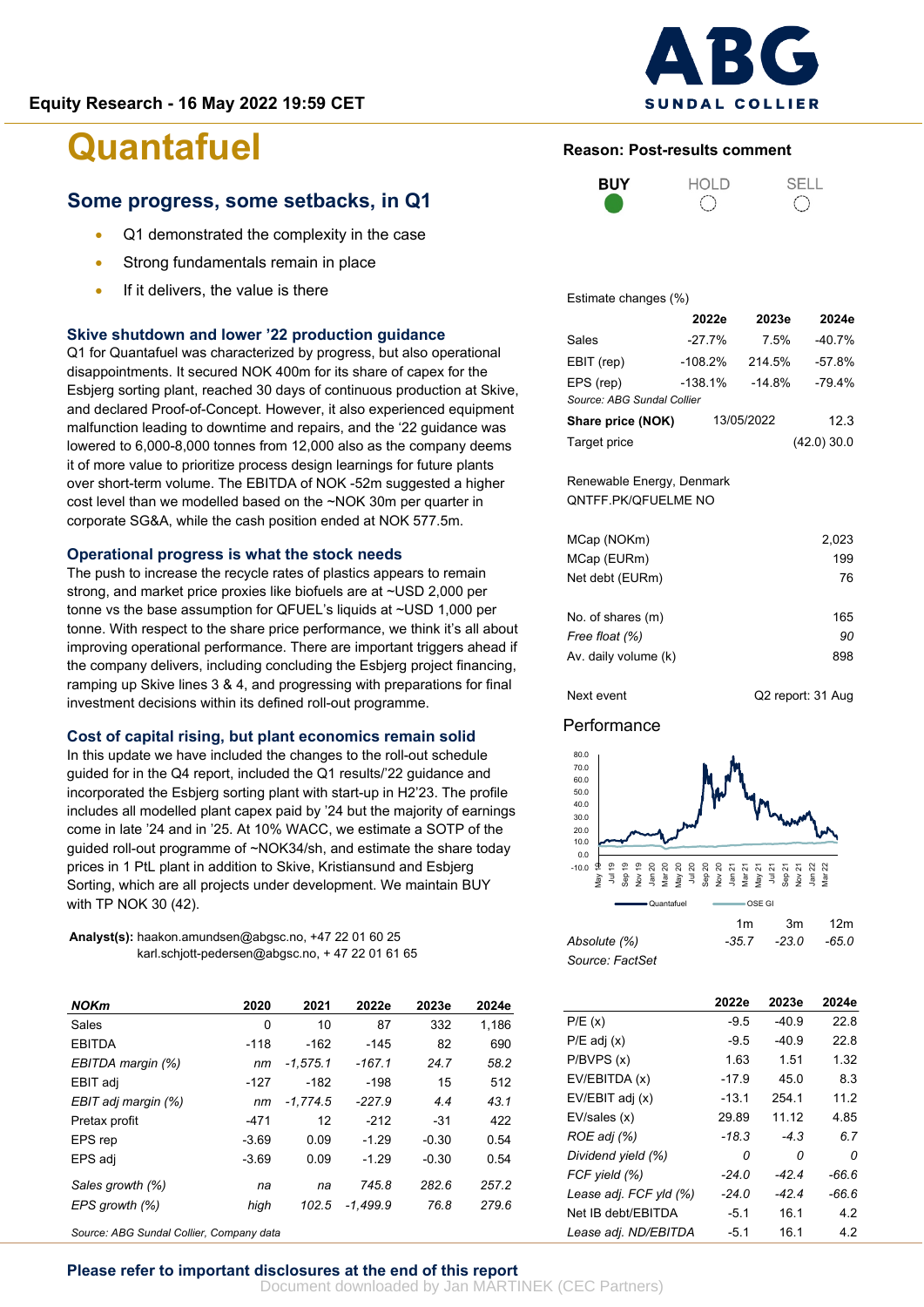Equity Research - 16 May 2022 19:59 CET

# Quantafuel

## Some progress, some setbacks, in Q1

- Q1 demonstrated the complexity in the case
- Strong fundamentals remain in place
- If it delivers, the value is there

### Skive shutdown and lower '22 production guidance

Q1 for Quantafuel was characterized by progress, but also operational disappointments. It secured NOK 400m for its share of capex for the Esbjerg sorting plant, reached 30 days of continuous production at Skive, and declared Proof-of-Concept. However, it also experienced equipment malfunction leading to downtime and repairs, and the '22 guidance was lowered to 6,000-8,000 tonnes from 12,000 also as the company deems it of more value to prioritize process design learnings for future plants over short-term volume. The EBITDA of NOK -52m suggested a higher cost level than we modelled based on the ~NOK 30m per quarter in corporate SG&A, while the cash position ended at NOK 577.5m.

### Operational progress is what the stock needs

The push to increase the recycle rates of plastics appears to remain strong, and market price proxies like biofuels are at ~USD 2,000 per tonne vs the base assumption for QFUEL's liquids at ~USD 1,000 per tonne. With respect to the share price performance, we think it's all about improving operational performance. There are important triggers ahead if the company delivers, including concluding the Esbjerg project financing, ramping up Skive lines 3 & 4, and progressing with preparations for final investment decisions within its defined roll-out programme.

### Cost of capital rising, but plant economics remain solid

In this update we have included the changes to the roll-out schedule guided for in the Q4 report, included the Q1 results/'22 guidance and incorporated the Esbjerg sorting plant with start-up in H2'23. The profile includes all modelled plant capex paid by '24 but the majority of earnings come in late '24 and in '25. At 10% WACC, we estimate a SOTP of the guided roll-out programme of ~NOK34/sh, and estimate the share today prices in 1 PtL plant in addition to Skive, Kristiansund and Esbjerg Sorting, which are all projects under development. We maintain BUY with TP NOK 30 (42).

**Analyst(s):** haakon.amundsen@abgsc.no, +47 22 01 60 25
karl.schjott-pedersen@abgsc.no, + 47 22 01 61 65

| NOKm | 2020 | 2021 | 2022e | 2023e | 2024e |
|---|---|---|---|---|---|
| Sales | 0 | 10 | 87 | 332 | 1,186 |
| EBITDA | -118 | -162 | -145 | 82 | 690 |
| *EBITDA margin (%)* | *nm* | *-1,575.1* | *-167.1* | *24.7* | *58.2* |
| EBIT adj | -127 | -182 | -198 | 15 | 512 |
| *EBIT adj margin (%)* | *nm* | *-1,774.5* | *-227.9* | *4.4* | *43.1* |
| Pretax profit | -471 | 12 | -212 | -31 | 422 |
| EPS rep | -3.69 | 0.09 | -1.29 | -0.30 | 0.54 |
| EPS adj | -3.69 | 0.09 | -1.29 | -0.30 | 0.54 |
| *Sales growth (%)* | *na* | *na* | *745.8* | *282.6* | *257.2* |
| *EPS growth (%)* | *high* | *102.5* | *-1,499.9* | *76.8* | *279.6* |

*Source: ABG Sundal Collier, Company data*

**Reason: Post-results comment**

**BUY** ● HOLD ○ SELL ○

Estimate changes (%)

| | 2022e | 2023e | 2024e |
|---|---|---|---|
| Sales | -27.7% | 7.5% | -40.7% |
| EBIT (rep) | -108.2% | 214.5% | -57.8% |
| EPS (rep) | -138.1% | -14.8% | -79.4% |

*Source: ABG Sundal Collier*

| | | |
|---|---|---|
| **Share price (NOK)** | 13/05/2022 | 12.3 |
| Target price | | (42.0) 30.0 |

Renewable Energy, Denmark
QNTFF.PK/QFUELME NO

| | |
|---|---|
| MCap (NOKm) | 2,023 |
| MCap (EURm) | 199 |
| Net debt (EURm) | 76 |
| No. of shares (m) | 165 |
| *Free float (%)* | *90* |
| Av. daily volume (k) | 898 |
| Next event | Q2 report: 31 Aug |

Performance

| | 1m | 3m | 12m |
|---|---|---|---|
| *Absolute (%)* | *-35.7* | *-23.0* | *-65.0* |

*Source: FactSet*

| | 2022e | 2023e | 2024e |
|---|---|---|---|
| P/E (x) | -9.5 | -40.9 | 22.8 |
| P/E adj (x) | -9.5 | -40.9 | 22.8 |
| P/BVPS (x) | 1.63 | 1.51 | 1.32 |
| EV/EBITDA (x) | -17.9 | 45.0 | 8.3 |
| EV/EBIT adj (x) | -13.1 | 254.1 | 11.2 |
| EV/sales (x) | 29.89 | 11.12 | 4.85 |
| *ROE adj (%)* | *-18.3* | *-4.3* | *6.7* |
| *Dividend yield (%)* | *0* | *0* | *0* |
| *FCF yield (%)* | *-24.0* | *-42.4* | *-66.6* |
| *Lease adj. FCF yld (%)* | *-24.0* | *-42.4* | *-66.6* |
| Net IB debt/EBITDA | -5.1 | 16.1 | 4.2 |
| *Lease adj. ND/EBITDA* | -5.1 | 16.1 | 4.2 |

**Please refer to important disclosures at the end of this report**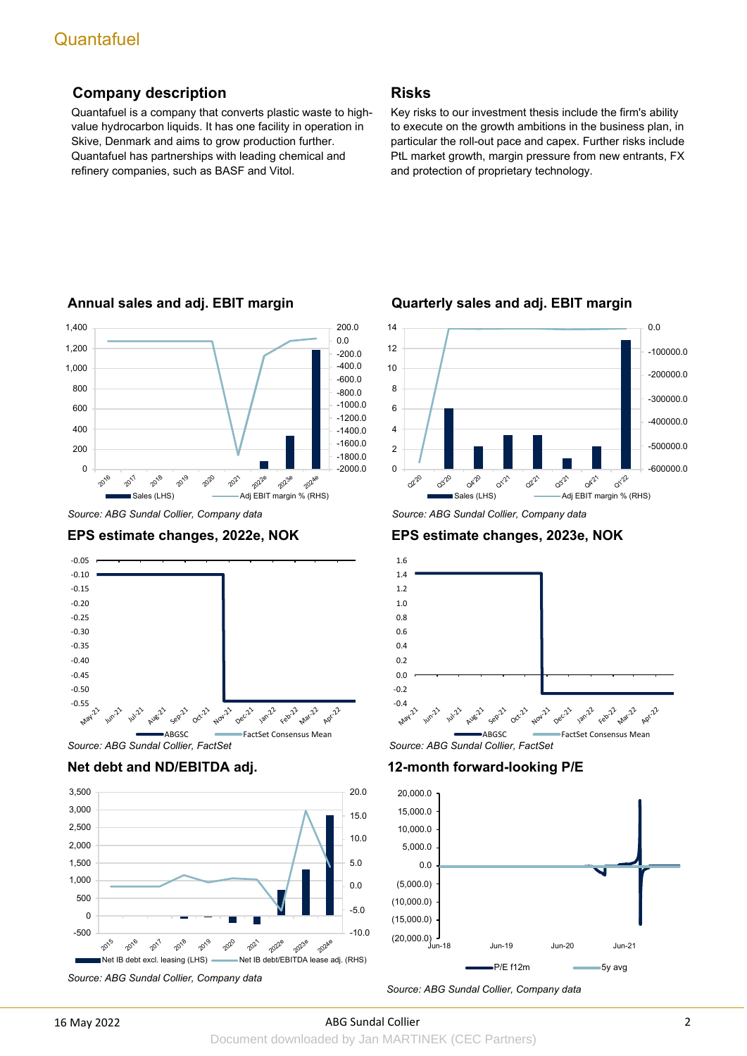## Company description

Quantafuel is a company that converts plastic waste to high-value hydrocarbon liquids. It has one facility in operation in Skive, Denmark and aims to grow production further. Quantafuel has partnerships with leading chemical and refinery companies, such as BASF and Vitol.

## Risks

Key risks to our investment thesis include the firm's ability to execute on the growth ambitions in the business plan, in particular the roll-out pace and capex. Further risks include PtL market growth, margin pressure from new entrants, FX and protection of proprietary technology.

### Annual sales and adj. EBIT margin

*Source: ABG Sundal Collier, Company data*

### Quarterly sales and adj. EBIT margin

*Source: ABG Sundal Collier, Company data*

### EPS estimate changes, 2022e, NOK

*Source: ABG Sundal Collier, FactSet*

### EPS estimate changes, 2023e, NOK

*Source: ABG Sundal Collier, FactSet*

### Net debt and ND/EBITDA adj.

*Source: ABG Sundal Collier, Company data*

### 12-month forward-looking P/E

*Source: ABG Sundal Collier, Company data*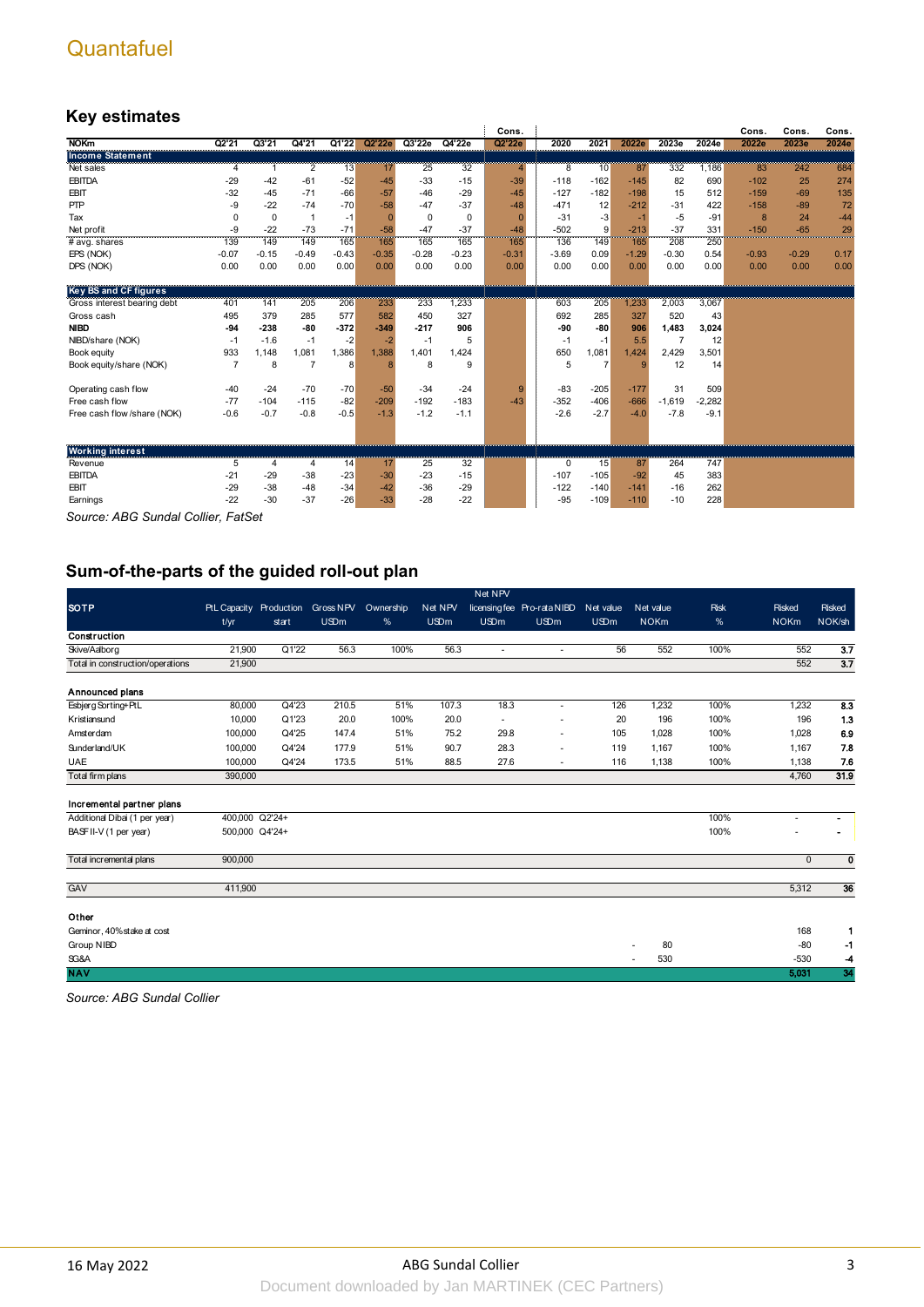Quantafuel

## Key estimates

| NOKm | Q2'21 | Q3'21 | Q4'21 | Q1'22 | Q2'22e | Q3'22e | Q4'22e | Cons. Q2'22e | 2020 | 2021 | 2022e | 2023e | 2024e | Cons. 2022e | Cons. 2023e | Cons. 2024e |
|---|---|---|---|---|---|---|---|---|---|---|---|---|---|---|---|---|
| **Income Statement** | | | | | | | | | | | | | | | | |
| Net sales | 4 | 1 | 2 | 13 | 17 | 25 | 32 | 4 | 8 | 10 | 87 | 332 | 1,186 | 83 | 242 | 684 |
| EBITDA | -29 | -42 | -61 | -52 | -45 | -33 | -15 | -39 | -118 | -162 | -145 | 82 | 690 | -102 | 25 | 274 |
| EBIT | -32 | -45 | -71 | -66 | -57 | -46 | -29 | -45 | -127 | -182 | -198 | 15 | 512 | -159 | -69 | 135 |
| PTP | -9 | -22 | -74 | -70 | -58 | -47 | -37 | -48 | -471 | 12 | -212 | -31 | 422 | -158 | -89 | 72 |
| Tax | 0 | 0 | 1 | -1 | 0 | 0 | 0 | 0 | -31 | -3 | -1 | -5 | -91 | 8 | 24 | -44 |
| Net profit | -9 | -22 | -73 | -71 | -58 | -47 | -37 | -48 | -502 | 9 | -213 | -37 | 331 | -150 | -65 | 29 |
| # avg. shares | 139 | 149 | 149 | 165 | 165 | 165 | 165 | 165 | 136 | 149 | 165 | 208 | 250 | | | |
| EPS (NOK) | -0.07 | -0.15 | -0.49 | -0.43 | -0.35 | -0.28 | -0.23 | -0.31 | -3.69 | 0.09 | -1.29 | -0.30 | 0.54 | -0.93 | -0.29 | 0.17 |
| DPS (NOK) | 0.00 | 0.00 | 0.00 | 0.00 | 0.00 | 0.00 | 0.00 | 0.00 | 0.00 | 0.00 | 0.00 | 0.00 | 0.00 | 0.00 | 0.00 | 0.00 |
| **Key BS and CF figures** | | | | | | | | | | | | | | | | |
| Gross interest bearing debt | 401 | 141 | 205 | 206 | 233 | 233 | 1,233 | | 603 | 205 | 1,233 | 2,003 | 3,067 | | | |
| Gross cash | 495 | 379 | 285 | 577 | 582 | 450 | 327 | | 692 | 285 | 327 | 520 | 43 | | | |
| **NIBD** | **-94** | **-238** | **-80** | **-372** | **-349** | **-217** | **906** | | **-90** | **-80** | **906** | **1,483** | **3,024** | | | |
| NIBD/share (NOK) | -1 | -1.6 | -1 | -2 | -2 | -1 | 5 | | -1 | -1 | 5.5 | 7 | 12 | | | |
| Book equity | 933 | 1,148 | 1,081 | 1,386 | 1,388 | 1,401 | 1,424 | | 650 | 1,081 | 1,424 | 2,429 | 3,501 | | | |
| Book equity/share (NOK) | 7 | 8 | 7 | 8 | 8 | 8 | 9 | | 5 | 7 | 9 | 12 | 14 | | | |
| Operating cash flow | -40 | -24 | -70 | -70 | -50 | -34 | -24 | 9 | -83 | -205 | -177 | 31 | 509 | | | |
| Free cash flow | -77 | -104 | -115 | -82 | -209 | -192 | -183 | -43 | -352 | -406 | -666 | -1,619 | -2,282 | | | |
| Free cash flow /share (NOK) | -0.6 | -0.7 | -0.8 | -0.5 | -1.3 | -1.2 | -1.1 | | -2.6 | -2.7 | -4.0 | -7.8 | -9.1 | | | |
| **Working interest** | | | | | | | | | | | | | | | | |
| Revenue | 5 | 4 | 4 | 14 | 17 | 25 | 32 | | 0 | 15 | 87 | 264 | 747 | | | |
| EBITDA | -21 | -29 | -38 | -23 | -30 | -23 | -15 | | -107 | -105 | -92 | 45 | 383 | | | |
| EBIT | -29 | -38 | -48 | -34 | -42 | -36 | -29 | | -122 | -140 | -141 | -16 | 262 | | | |
| Earnings | -22 | -30 | -37 | -26 | -33 | -28 | -22 | | -95 | -109 | -110 | -10 | 228 | | | |

*Source: ABG Sundal Collier, FatSet*

## Sum-of-the-parts of the guided roll-out plan

| SOTP | PtL Capacity t/yr | Production start | Gross NPV USDm | Ownership % | Net NPV USDm | Net NPV licensing fee USDm | Pro-rata NIBD USDm | Net value USDm | Net value NOKm | Risk % | Risked NOKm | Risked NOK/sh |
|---|---|---|---|---|---|---|---|---|---|---|---|---|
| **Construction** | | | | | | | | | | | | |
| Skive/Aalborg | 21,900 | Q1'22 | 56.3 | 100% | 56.3 | - | - | 56 | 552 | 100% | 552 | **3.7** |
| Total in construction/operations | 21,900 | | | | | | | | | | 552 | **3.7** |
| **Announced plans** | | | | | | | | | | | | |
| Esbjerg Sorting+PtL | 80,000 | Q4'23 | 210.5 | 51% | 107.3 | 18.3 | - | 126 | 1,232 | 100% | 1,232 | **8.3** |
| Kristiansund | 10,000 | Q1'23 | 20.0 | 100% | 20.0 | - | - | 20 | 196 | 100% | 196 | **1.3** |
| Amsterdam | 100,000 | Q4'25 | 147.4 | 51% | 75.2 | 29.8 | - | 105 | 1,028 | 100% | 1,028 | **6.9** |
| Sunderland/UK | 100,000 | Q4'24 | 177.9 | 51% | 90.7 | 28.3 | - | 119 | 1,167 | 100% | 1,167 | **7.8** |
| UAE | 100,000 | Q4'24 | 173.5 | 51% | 88.5 | 27.6 | - | 116 | 1,138 | 100% | 1,138 | **7.6** |
| Total firm plans | 390,000 | | | | | | | | | | 4,760 | **31.9** |
| **Incremental partner plans** | | | | | | | | | | | | |
| Additional Dibai (1 per year) | 400,000 | Q2'24+ | | | | | | | | 100% | - | **-** |
| BASF II-V (1 per year) | 500,000 | Q4'24+ | | | | | | | | 100% | - | **-** |
| Total incremental plans | 900,000 | | | | | | | | | | 0 | **0** |
| GAV | 411,900 | | | | | | | | | | 5,312 | **36** |
| **Other** | | | | | | | | | | | | |
| Geminor, 40% stake at cost | | | | | | | | | | | 168 | **1** |
| Group NIBD | | | | | | | | - | 80 | | -80 | **-1** |
| SG&A | | | | | | | | - | 530 | | -530 | **-4** |
| **NAV** | | | | | | | | | | | **5,031** | **34** |

*Source: ABG Sundal Collier*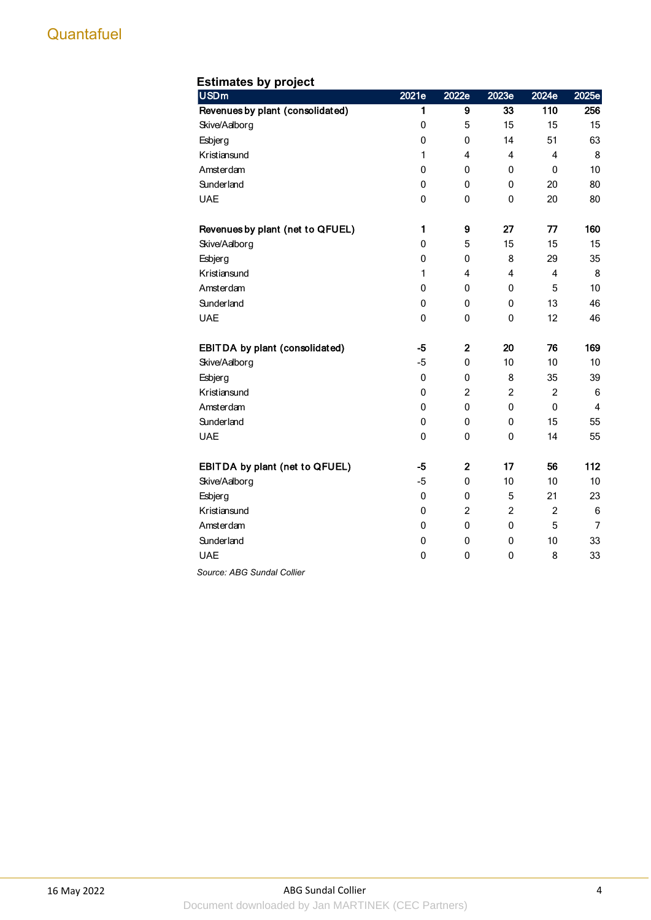### Estimates by project

| USDm | 2021e | 2022e | 2023e | 2024e | 2025e |
|---|---|---|---|---|---|
| **Revenues by plant (consolidated)** | **1** | **9** | **33** | **110** | **256** |
| Skive/Aalborg | 0 | 5 | 15 | 15 | 15 |
| Esbjerg | 0 | 0 | 14 | 51 | 63 |
| Kristiansund | 1 | 4 | 4 | 4 | 8 |
| Amsterdam | 0 | 0 | 0 | 0 | 10 |
| Sunderland | 0 | 0 | 0 | 20 | 80 |
| UAE | 0 | 0 | 0 | 20 | 80 |
| | | | | | |
| **Revenues by plant (net to QFUEL)** | **1** | **9** | **27** | **77** | **160** |
| Skive/Aalborg | 0 | 5 | 15 | 15 | 15 |
| Esbjerg | 0 | 0 | 8 | 29 | 35 |
| Kristiansund | 1 | 4 | 4 | 4 | 8 |
| Amsterdam | 0 | 0 | 0 | 5 | 10 |
| Sunderland | 0 | 0 | 0 | 13 | 46 |
| UAE | 0 | 0 | 0 | 12 | 46 |
| | | | | | |
| **EBITDA by plant (consolidated)** | **-5** | **2** | **20** | **76** | **169** |
| Skive/Aalborg | -5 | 0 | 10 | 10 | 10 |
| Esbjerg | 0 | 0 | 8 | 35 | 39 |
| Kristiansund | 0 | 2 | 2 | 2 | 6 |
| Amsterdam | 0 | 0 | 0 | 0 | 4 |
| Sunderland | 0 | 0 | 0 | 15 | 55 |
| UAE | 0 | 0 | 0 | 14 | 55 |
| | | | | | |
| **EBITDA by plant (net to QFUEL)** | **-5** | **2** | **17** | **56** | **112** |
| Skive/Aalborg | -5 | 0 | 10 | 10 | 10 |
| Esbjerg | 0 | 0 | 5 | 21 | 23 |
| Kristiansund | 0 | 2 | 2 | 2 | 6 |
| Amsterdam | 0 | 0 | 0 | 5 | 7 |
| Sunderland | 0 | 0 | 0 | 10 | 33 |
| UAE | 0 | 0 | 0 | 8 | 33 |

*Source: ABG Sundal Collier*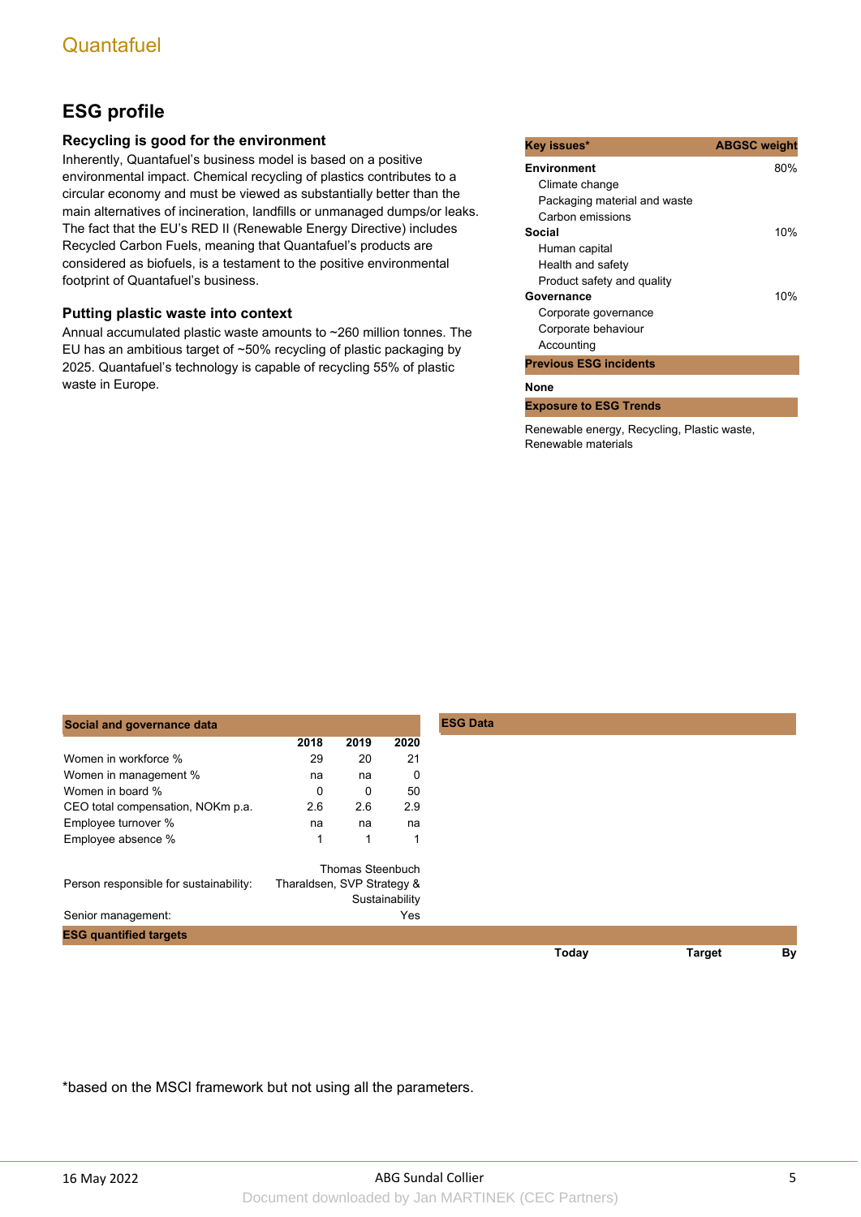## ESG profile

### Recycling is good for the environment

Inherently, Quantafuel's business model is based on a positive environmental impact. Chemical recycling of plastics contributes to a circular economy and must be viewed as substantially better than the main alternatives of incineration, landfills or unmanaged dumps/or leaks. The fact that the EU's RED II (Renewable Energy Directive) includes Recycled Carbon Fuels, meaning that Quantafuel's products are considered as biofuels, is a testament to the positive environmental footprint of Quantafuel's business.

### Putting plastic waste into context

Annual accumulated plastic waste amounts to ~260 million tonnes. The EU has an ambitious target of ~50% recycling of plastic packaging by 2025. Quantafuel's technology is capable of recycling 55% of plastic waste in Europe.

| Key issues* | ABGSC weight |
|---|---|
| **Environment** | 80% |
| Climate change | |
| Packaging material and waste | |
| Carbon emissions | |
| **Social** | 10% |
| Human capital | |
| Health and safety | |
| Product safety and quality | |
| **Governance** | 10% |
| Corporate governance | |
| Corporate behaviour | |
| Accounting | |

**Previous ESG incidents**

**None**

**Exposure to ESG Trends**

Renewable energy, Recycling, Plastic waste, Renewable materials

| Social and governance data | 2018 | 2019 | 2020 |
|---|---|---|---|
| Women in workforce % | 29 | 20 | 21 |
| Women in management % | na | na | 0 |
| Women in board % | 0 | 0 | 50 |
| CEO total compensation, NOKm p.a. | 2.6 | 2.6 | 2.9 |
| Employee turnover % | na | na | na |
| Employee absence % | 1 | 1 | 1 |

Person responsible for sustainability: Thomas Steenbuch Tharaldsen, SVP Strategy & Sustainability

Senior management: Yes

**ESG Data**

**ESG quantified targets**

| | Today | Target | By |
|---|---|---|---|

*based on the MSCI framework but not using all the parameters.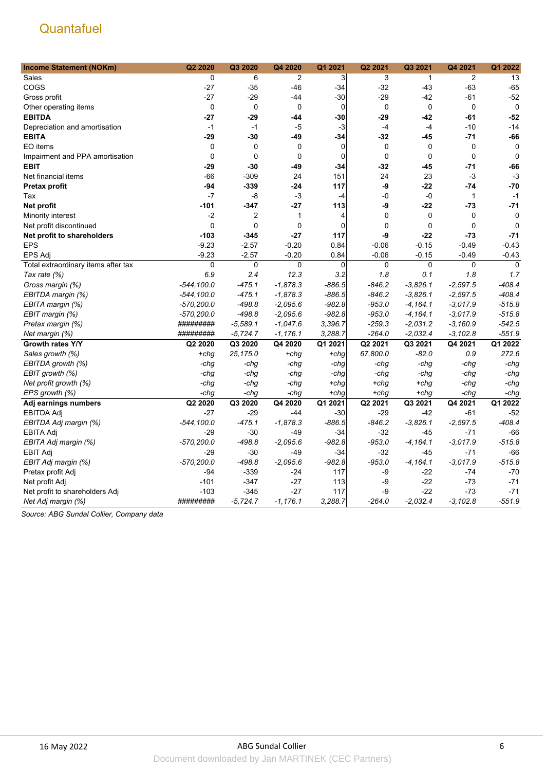## Quantafuel

| Income Statement (NOKm) | Q2 2020 | Q3 2020 | Q4 2020 | Q1 2021 | Q2 2021 | Q3 2021 | Q4 2021 | Q1 2022 |
|---|---|---|---|---|---|---|---|---|
| Sales | 0 | 6 | 2 | 3 | 3 | 1 | 2 | 13 |
| COGS | -27 | -35 | -46 | -34 | -32 | -43 | -63 | -65 |
| Gross profit | -27 | -29 | -44 | -30 | -29 | -42 | -61 | -52 |
| Other operating items | 0 | 0 | 0 | 0 | 0 | 0 | 0 | 0 |
| **EBITDA** | **-27** | **-29** | **-44** | **-30** | **-29** | **-42** | **-61** | **-52** |
| Depreciation and amortisation | -1 | -1 | -5 | -3 | -4 | -4 | -10 | -14 |
| **EBITA** | **-29** | **-30** | **-49** | **-34** | **-32** | **-45** | **-71** | **-66** |
| EO items | 0 | 0 | 0 | 0 | 0 | 0 | 0 | 0 |
| Impairment and PPA amortisation | 0 | 0 | 0 | 0 | 0 | 0 | 0 | 0 |
| **EBIT** | **-29** | **-30** | **-49** | **-34** | **-32** | **-45** | **-71** | **-66** |
| Net financial items | -66 | -309 | 24 | 151 | 24 | 23 | -3 | -3 |
| **Pretax profit** | **-94** | **-339** | **-24** | **117** | **-9** | **-22** | **-74** | **-70** |
| Tax | -7 | -8 | -3 | -4 | -0 | -0 | 1 | -1 |
| **Net profit** | **-101** | **-347** | **-27** | **113** | **-9** | **-22** | **-73** | **-71** |
| Minority interest | -2 | 2 | 1 | 4 | 0 | 0 | 0 | 0 |
| Net profit discontinued | 0 | 0 | 0 | 0 | 0 | 0 | 0 | 0 |
| **Net profit to shareholders** | **-103** | **-345** | **-27** | **117** | **-9** | **-22** | **-73** | **-71** |
| EPS | -9.23 | -2.57 | -0.20 | 0.84 | -0.06 | -0.15 | -0.49 | -0.43 |
| EPS Adj | -9.23 | -2.57 | -0.20 | 0.84 | -0.06 | -0.15 | -0.49 | -0.43 |
| Total extraordinary items after tax | 0 | 0 | 0 | 0 | 0 | 0 | 0 | 0 |
| *Tax rate (%)* | *6.9* | *2.4* | *12.3* | *3.2* | *1.8* | *0.1* | *1.8* | *1.7* |
| *Gross margin (%)* | *-544,100.0* | *-475.1* | *-1,878.3* | *-886.5* | *-846.2* | *-3,826.1* | *-2,597.5* | *-408.4* |
| *EBITDA margin (%)* | *-544,100.0* | *-475.1* | *-1,878.3* | *-886.5* | *-846.2* | *-3,826.1* | *-2,597.5* | *-408.4* |
| *EBITA margin (%)* | *-570,200.0* | *-498.8* | *-2,095.6* | *-982.8* | *-953.0* | *-4,164.1* | *-3,017.9* | *-515.8* |
| *EBIT margin (%)* | *-570,200.0* | *-498.8* | *-2,095.6* | *-982.8* | *-953.0* | *-4,164.1* | *-3,017.9* | *-515.8* |
| *Pretax margin (%)* | *#########* | *-5,589.1* | *-1,047.6* | *3,396.7* | *-259.3* | *-2,031.2* | *-3,160.9* | *-542.5* |
| *Net margin (%)* | *#########* | *-5,724.7* | *-1,176.1* | *3,288.7* | *-264.0* | *-2,032.4* | *-3,102.8* | *-551.9* |
| **Growth rates Y/Y** | **Q2 2020** | **Q3 2020** | **Q4 2020** | **Q1 2021** | **Q2 2021** | **Q3 2021** | **Q4 2021** | **Q1 2022** |
| *Sales growth (%)* | *+chg* | *25,175.0* | *+chg* | *+chg* | *67,800.0* | *-82.0* | *0.9* | *272.6* |
| *EBITDA growth (%)* | *-chg* | *-chg* | *-chg* | *-chg* | *-chg* | *-chg* | *-chg* | *-chg* |
| *EBIT growth (%)* | *-chg* | *-chg* | *-chg* | *-chg* | *-chg* | *-chg* | *-chg* | *-chg* |
| *Net profit growth (%)* | *-chg* | *-chg* | *-chg* | *+chg* | *+chg* | *+chg* | *-chg* | *-chg* |
| *EPS growth (%)* | *-chg* | *-chg* | *-chg* | *+chg* | *+chg* | *+chg* | *-chg* | *-chg* |
| **Adj earnings numbers** | **Q2 2020** | **Q3 2020** | **Q4 2020** | **Q1 2021** | **Q2 2021** | **Q3 2021** | **Q4 2021** | **Q1 2022** |
| EBITDA Adj | -27 | -29 | -44 | -30 | -29 | -42 | -61 | -52 |
| *EBITDA Adj margin (%)* | *-544,100.0* | *-475.1* | *-1,878.3* | *-886.5* | *-846.2* | *-3,826.1* | *-2,597.5* | *-408.4* |
| EBITA Adj | -29 | -30 | -49 | -34 | -32 | -45 | -71 | -66 |
| *EBITA Adj margin (%)* | *-570,200.0* | *-498.8* | *-2,095.6* | *-982.8* | *-953.0* | *-4,164.1* | *-3,017.9* | *-515.8* |
| EBIT Adj | -29 | -30 | -49 | -34 | -32 | -45 | -71 | -66 |
| *EBIT Adj margin (%)* | *-570,200.0* | *-498.8* | *-2,095.6* | *-982.8* | *-953.0* | *-4,164.1* | *-3,017.9* | *-515.8* |
| Pretax profit Adj | -94 | -339 | -24 | 117 | -9 | -22 | -74 | -70 |
| Net profit Adj | -101 | -347 | -27 | 113 | -9 | -22 | -73 | -71 |
| Net profit to shareholders Adj | -103 | -345 | -27 | 117 | -9 | -22 | -73 | -71 |
| *Net Adj margin (%)* | *#########* | *-5,724.7* | *-1,176.1* | *3,288.7* | *-264.0* | *-2,032.4* | *-3,102.8* | *-551.9* |

*Source: ABG Sundal Collier, Company data*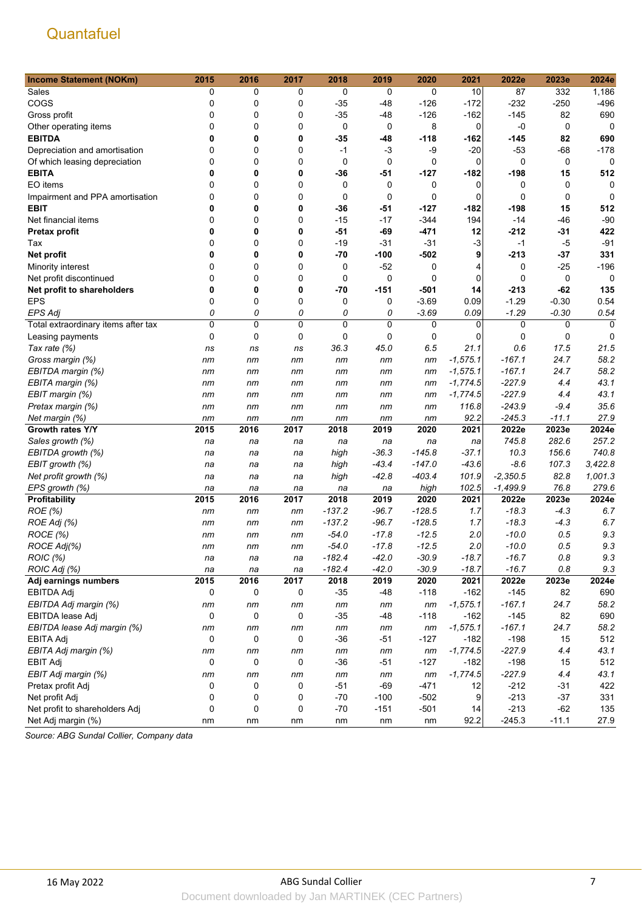# Quantafuel

| Income Statement (NOKm) | 2015 | 2016 | 2017 | 2018 | 2019 | 2020 | 2021 | 2022e | 2023e | 2024e |
|---|---|---|---|---|---|---|---|---|---|---|
| Sales | 0 | 0 | 0 | 0 | 0 | 0 | 10 | 87 | 332 | 1,186 |
| COGS | 0 | 0 | 0 | -35 | -48 | -126 | -172 | -232 | -250 | -496 |
| Gross profit | 0 | 0 | 0 | -35 | -48 | -126 | -162 | -145 | 82 | 690 |
| Other operating items | 0 | 0 | 0 | 0 | 0 | 8 | 0 | -0 | 0 | 0 |
| **EBITDA** | **0** | **0** | **0** | **-35** | **-48** | **-118** | **-162** | **-145** | **82** | **690** |
| Depreciation and amortisation | 0 | 0 | 0 | -1 | -3 | -9 | -20 | -53 | -68 | -178 |
| Of which leasing depreciation | 0 | 0 | 0 | 0 | 0 | 0 | 0 | 0 | 0 | 0 |
| **EBITA** | **0** | **0** | **0** | **-36** | **-51** | **-127** | **-182** | **-198** | **15** | **512** |
| EO items | 0 | 0 | 0 | 0 | 0 | 0 | 0 | 0 | 0 | 0 |
| Impairment and PPA amortisation | 0 | 0 | 0 | 0 | 0 | 0 | 0 | 0 | 0 | 0 |
| **EBIT** | **0** | **0** | **0** | **-36** | **-51** | **-127** | **-182** | **-198** | **15** | **512** |
| Net financial items | 0 | 0 | 0 | -15 | -17 | -344 | 194 | -14 | -46 | -90 |
| **Pretax profit** | **0** | **0** | **0** | **-51** | **-69** | **-471** | **12** | **-212** | **-31** | **422** |
| Tax | 0 | 0 | 0 | -19 | -31 | -31 | -3 | -1 | -5 | -91 |
| **Net profit** | **0** | **0** | **0** | **-70** | **-100** | **-502** | **9** | **-213** | **-37** | **331** |
| Minority interest | 0 | 0 | 0 | 0 | -52 | 0 | 4 | 0 | -25 | -196 |
| Net profit discontinued | 0 | 0 | 0 | 0 | 0 | 0 | 0 | 0 | 0 | 0 |
| **Net profit to shareholders** | **0** | **0** | **0** | **-70** | **-151** | **-501** | **14** | **-213** | **-62** | **135** |
| EPS | 0 | 0 | 0 | 0 | 0 | -3.69 | 0.09 | -1.29 | -0.30 | 0.54 |
| *EPS Adj* | *0* | *0* | *0* | *0* | *0* | *-3.69* | *0.09* | *-1.29* | *-0.30* | *0.54* |
| Total extraordinary items after tax | 0 | 0 | 0 | 0 | 0 | 0 | 0 | 0 | 0 | 0 |
| Leasing payments | 0 | 0 | 0 | 0 | 0 | 0 | 0 | 0 | 0 | 0 |
| *Tax rate (%)* | *ns* | *ns* | *ns* | *36.3* | *45.0* | *6.5* | *21.1* | *0.6* | *17.5* | *21.5* |
| *Gross margin (%)* | *nm* | *nm* | *nm* | *nm* | *nm* | *nm* | *-1,575.1* | *-167.1* | *24.7* | *58.2* |
| *EBITDA margin (%)* | *nm* | *nm* | *nm* | *nm* | *nm* | *nm* | *-1,575.1* | *-167.1* | *24.7* | *58.2* |
| *EBITA margin (%)* | *nm* | *nm* | *nm* | *nm* | *nm* | *nm* | *-1,774.5* | *-227.9* | *4.4* | *43.1* |
| *EBIT margin (%)* | *nm* | *nm* | *nm* | *nm* | *nm* | *nm* | *-1,774.5* | *-227.9* | *4.4* | *43.1* |
| *Pretax margin (%)* | *nm* | *nm* | *nm* | *nm* | *nm* | *nm* | *116.8* | *-243.9* | *-9.4* | *35.6* |
| *Net margin (%)* | *nm* | *nm* | *nm* | *nm* | *nm* | *nm* | *92.2* | *-245.3* | *-11.1* | *27.9* |
| **Growth rates Y/Y** | **2015** | **2016** | **2017** | **2018** | **2019** | **2020** | **2021** | **2022e** | **2023e** | **2024e** |
| *Sales growth (%)* | *na* | *na* | *na* | *na* | *na* | *na* | *na* | *745.8* | *282.6* | *257.2* |
| *EBITDA growth (%)* | *na* | *na* | *na* | *high* | *-36.3* | *-145.8* | *-37.1* | *10.3* | *156.6* | *740.8* |
| *EBIT growth (%)* | *na* | *na* | *na* | *high* | *-43.4* | *-147.0* | *-43.6* | *-8.6* | *107.3* | *3,422.8* |
| *Net profit growth (%)* | *na* | *na* | *na* | *high* | *-42.8* | *-403.4* | *101.9* | *-2,350.5* | *82.8* | *1,001.3* |
| *EPS growth (%)* | *na* | *na* | *na* | *na* | *na* | *high* | *102.5* | *-1,499.9* | *76.8* | *279.6* |
| **Profitability** | **2015** | **2016** | **2017** | **2018** | **2019** | **2020** | **2021** | **2022e** | **2023e** | **2024e** |
| *ROE (%)* | *nm* | *nm* | *nm* | *-137.2* | *-96.7* | *-128.5* | *1.7* | *-18.3* | *-4.3* | *6.7* |
| *ROE Adj (%)* | *nm* | *nm* | *nm* | *-137.2* | *-96.7* | *-128.5* | *1.7* | *-18.3* | *-4.3* | *6.7* |
| *ROCE (%)* | *nm* | *nm* | *nm* | *-54.0* | *-17.8* | *-12.5* | *2.0* | *-10.0* | *0.5* | *9.3* |
| *ROCE Adj(%)* | *nm* | *nm* | *nm* | *-54.0* | *-17.8* | *-12.5* | *2.0* | *-10.0* | *0.5* | *9.3* |
| *ROIC (%)* | *na* | *na* | *na* | *-182.4* | *-42.0* | *-30.9* | *-18.7* | *-16.7* | *0.8* | *9.3* |
| *ROIC Adj (%)* | *na* | *na* | *na* | *-182.4* | *-42.0* | *-30.9* | *-18.7* | *-16.7* | *0.8* | *9.3* |
| **Adj earnings numbers** | **2015** | **2016** | **2017** | **2018** | **2019** | **2020** | **2021** | **2022e** | **2023e** | **2024e** |
| EBITDA Adj | 0 | 0 | 0 | -35 | -48 | -118 | -162 | -145 | 82 | 690 |
| *EBITDA Adj margin (%)* | *nm* | *nm* | *nm* | *nm* | *nm* | *nm* | *-1,575.1* | *-167.1* | *24.7* | *58.2* |
| EBITDA lease Adj | 0 | 0 | 0 | -35 | -48 | -118 | -162 | -145 | 82 | 690 |
| *EBITDA lease Adj margin (%)* | *nm* | *nm* | *nm* | *nm* | *nm* | *nm* | *-1,575.1* | *-167.1* | *24.7* | *58.2* |
| EBITA Adj | 0 | 0 | 0 | -36 | -51 | -127 | -182 | -198 | 15 | 512 |
| *EBITA Adj margin (%)* | *nm* | *nm* | *nm* | *nm* | *nm* | *nm* | *-1,774.5* | *-227.9* | *4.4* | *43.1* |
| EBIT Adj | 0 | 0 | 0 | -36 | -51 | -127 | -182 | -198 | 15 | 512 |
| *EBIT Adj margin (%)* | *nm* | *nm* | *nm* | *nm* | *nm* | *nm* | *-1,774.5* | *-227.9* | *4.4* | *43.1* |
| Pretax profit Adj | 0 | 0 | 0 | -51 | -69 | -471 | 12 | -212 | -31 | 422 |
| Net profit Adj | 0 | 0 | 0 | -70 | -100 | -502 | 9 | -213 | -37 | 331 |
| Net profit to shareholders Adj | 0 | 0 | 0 | -70 | -151 | -501 | 14 | -213 | -62 | 135 |
| Net Adj margin (%) | nm | nm | nm | nm | nm | nm | 92.2 | -245.3 | -11.1 | 27.9 |

*Source: ABG Sundal Collier, Company data*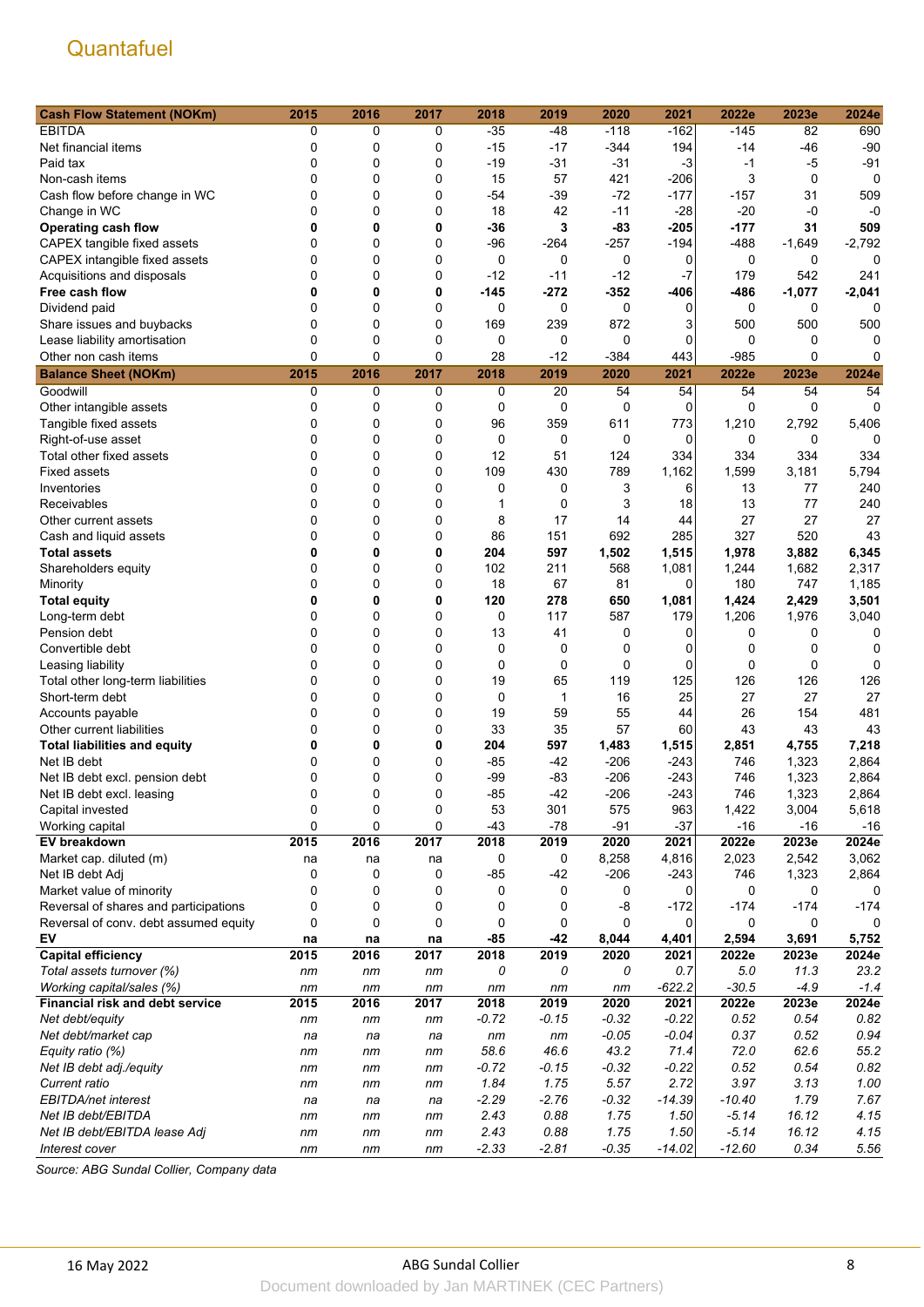Quantafuel

| Cash Flow Statement (NOKm) | 2015 | 2016 | 2017 | 2018 | 2019 | 2020 | 2021 | 2022e | 2023e | 2024e |
|---|---|---|---|---|---|---|---|---|---|---|
| EBITDA | 0 | 0 | 0 | -35 | -48 | -118 | -162 | -145 | 82 | 690 |
| Net financial items | 0 | 0 | 0 | -15 | -17 | -344 | 194 | -14 | -46 | -90 |
| Paid tax | 0 | 0 | 0 | -19 | -31 | -31 | -3 | -1 | -5 | -91 |
| Non-cash items | 0 | 0 | 0 | 15 | 57 | 421 | -206 | 3 | 0 | 0 |
| Cash flow before change in WC | 0 | 0 | 0 | -54 | -39 | -72 | -177 | -157 | 31 | 509 |
| Change in WC | 0 | 0 | 0 | 18 | 42 | -11 | -28 | -20 | -0 | -0 |
| **Operating cash flow** | **0** | **0** | **0** | **-36** | **3** | **-83** | **-205** | **-177** | **31** | **509** |
| CAPEX tangible fixed assets | 0 | 0 | 0 | -96 | -264 | -257 | -194 | -488 | -1,649 | -2,792 |
| CAPEX intangible fixed assets | 0 | 0 | 0 | 0 | 0 | 0 | 0 | 0 | 0 | 0 |
| Acquisitions and disposals | 0 | 0 | 0 | -12 | -11 | -12 | -7 | 179 | 542 | 241 |
| **Free cash flow** | **0** | **0** | **0** | **-145** | **-272** | **-352** | **-406** | **-486** | **-1,077** | **-2,041** |
| Dividend paid | 0 | 0 | 0 | 0 | 0 | 0 | 0 | 0 | 0 | 0 |
| Share issues and buybacks | 0 | 0 | 0 | 169 | 239 | 872 | 3 | 500 | 500 | 500 |
| Lease liability amortisation | 0 | 0 | 0 | 0 | 0 | 0 | 0 | 0 | 0 | 0 |
| Other non cash items | 0 | 0 | 0 | 28 | -12 | -384 | 443 | -985 | 0 | 0 |
| **Balance Sheet (NOKm)** | **2015** | **2016** | **2017** | **2018** | **2019** | **2020** | **2021** | **2022e** | **2023e** | **2024e** |
| Goodwill | 0 | 0 | 0 | 0 | 20 | 54 | 54 | 54 | 54 | 54 |
| Other intangible assets | 0 | 0 | 0 | 0 | 0 | 0 | 0 | 0 | 0 | 0 |
| Tangible fixed assets | 0 | 0 | 0 | 96 | 359 | 611 | 773 | 1,210 | 2,792 | 5,406 |
| Right-of-use asset | 0 | 0 | 0 | 0 | 0 | 0 | 0 | 0 | 0 | 0 |
| Total other fixed assets | 0 | 0 | 0 | 12 | 51 | 124 | 334 | 334 | 334 | 334 |
| Fixed assets | 0 | 0 | 0 | 109 | 430 | 789 | 1,162 | 1,599 | 3,181 | 5,794 |
| Inventories | 0 | 0 | 0 | 0 | 0 | 3 | 6 | 13 | 77 | 240 |
| Receivables | 0 | 0 | 0 | 1 | 0 | 3 | 18 | 13 | 77 | 240 |
| Other current assets | 0 | 0 | 0 | 8 | 17 | 14 | 44 | 27 | 27 | 27 |
| Cash and liquid assets | 0 | 0 | 0 | 86 | 151 | 692 | 285 | 327 | 520 | 43 |
| **Total assets** | **0** | **0** | **0** | **204** | **597** | **1,502** | **1,515** | **1,978** | **3,882** | **6,345** |
| Shareholders equity | 0 | 0 | 0 | 102 | 211 | 568 | 1,081 | 1,244 | 1,682 | 2,317 |
| Minority | 0 | 0 | 0 | 18 | 67 | 81 | 0 | 180 | 747 | 1,185 |
| **Total equity** | **0** | **0** | **0** | **120** | **278** | **650** | **1,081** | **1,424** | **2,429** | **3,501** |
| Long-term debt | 0 | 0 | 0 | 0 | 117 | 587 | 179 | 1,206 | 1,976 | 3,040 |
| Pension debt | 0 | 0 | 0 | 13 | 41 | 0 | 0 | 0 | 0 | 0 |
| Convertible debt | 0 | 0 | 0 | 0 | 0 | 0 | 0 | 0 | 0 | 0 |
| Leasing liability | 0 | 0 | 0 | 0 | 0 | 0 | 0 | 0 | 0 | 0 |
| Total other long-term liabilities | 0 | 0 | 0 | 19 | 65 | 119 | 125 | 126 | 126 | 126 |
| Short-term debt | 0 | 0 | 0 | 0 | 1 | 16 | 25 | 27 | 27 | 27 |
| Accounts payable | 0 | 0 | 0 | 19 | 59 | 55 | 44 | 26 | 154 | 481 |
| Other current liabilities | 0 | 0 | 0 | 33 | 35 | 57 | 60 | 43 | 43 | 43 |
| **Total liabilities and equity** | **0** | **0** | **0** | **204** | **597** | **1,483** | **1,515** | **2,851** | **4,755** | **7,218** |
| Net IB debt | 0 | 0 | 0 | -85 | -42 | -206 | -243 | 746 | 1,323 | 2,864 |
| Net IB debt excl. pension debt | 0 | 0 | 0 | -99 | -83 | -206 | -243 | 746 | 1,323 | 2,864 |
| Net IB debt excl. leasing | 0 | 0 | 0 | -85 | -42 | -206 | -243 | 746 | 1,323 | 2,864 |
| Capital invested | 0 | 0 | 0 | 53 | 301 | 575 | 963 | 1,422 | 3,004 | 5,618 |
| Working capital | 0 | 0 | 0 | -43 | -78 | -91 | -37 | -16 | -16 | -16 |
| **EV breakdown** | **2015** | **2016** | **2017** | **2018** | **2019** | **2020** | **2021** | **2022e** | **2023e** | **2024e** |
| Market cap. diluted (m) | na | na | na | 0 | 0 | 8,258 | 4,816 | 2,023 | 2,542 | 3,062 |
| Net IB debt Adj | 0 | 0 | 0 | -85 | -42 | -206 | -243 | 746 | 1,323 | 2,864 |
| Market value of minority | 0 | 0 | 0 | 0 | 0 | 0 | 0 | 0 | 0 | 0 |
| Reversal of shares and participations | 0 | 0 | 0 | 0 | 0 | -8 | -172 | -174 | -174 | -174 |
| Reversal of conv. debt assumed equity | 0 | 0 | 0 | 0 | 0 | 0 | 0 | 0 | 0 | 0 |
| **EV** | **na** | **na** | **na** | **-85** | **-42** | **8,044** | **4,401** | **2,594** | **3,691** | **5,752** |
| **Capital efficiency** | **2015** | **2016** | **2017** | **2018** | **2019** | **2020** | **2021** | **2022e** | **2023e** | **2024e** |
| *Total assets turnover (%)* | *nm* | *nm* | *nm* | *0* | *0* | *0* | *0.7* | *5.0* | *11.3* | *23.2* |
| *Working capital/sales (%)* | *nm* | *nm* | *nm* | *nm* | *nm* | *nm* | *-622.2* | *-30.5* | *-4.9* | *-1.4* |
| **Financial risk and debt service** | **2015** | **2016** | **2017** | **2018** | **2019** | **2020** | **2021** | **2022e** | **2023e** | **2024e** |
| *Net debt/equity* | *nm* | *nm* | *nm* | *-0.72* | *-0.15* | *-0.32* | *-0.22* | *0.52* | *0.54* | *0.82* |
| *Net debt/market cap* | *na* | *na* | *na* | *nm* | *nm* | *-0.05* | *-0.04* | *0.37* | *0.52* | *0.94* |
| *Equity ratio (%)* | *nm* | *nm* | *nm* | *58.6* | *46.6* | *43.2* | *71.4* | *72.0* | *62.6* | *55.2* |
| *Net IB debt adj./equity* | *nm* | *nm* | *nm* | *-0.72* | *-0.15* | *-0.32* | *-0.22* | *0.52* | *0.54* | *0.82* |
| *Current ratio* | *nm* | *nm* | *nm* | *1.84* | *1.75* | *5.57* | *2.72* | *3.97* | *3.13* | *1.00* |
| *EBITDA/net interest* | *na* | *na* | *na* | *-2.29* | *-2.76* | *-0.32* | *-14.39* | *-10.40* | *1.79* | *7.67* |
| *Net IB debt/EBITDA* | *nm* | *nm* | *nm* | *2.43* | *0.88* | *1.75* | *1.50* | *-5.14* | *16.12* | *4.15* |
| *Net IB debt/EBITDA lease Adj* | *nm* | *nm* | *nm* | *2.43* | *0.88* | *1.75* | *1.50* | *-5.14* | *16.12* | *4.15* |
| *Interest cover* | *nm* | *nm* | *nm* | *-2.33* | *-2.81* | *-0.35* | *-14.02* | *-12.60* | *0.34* | *5.56* |

*Source: ABG Sundal Collier, Company data*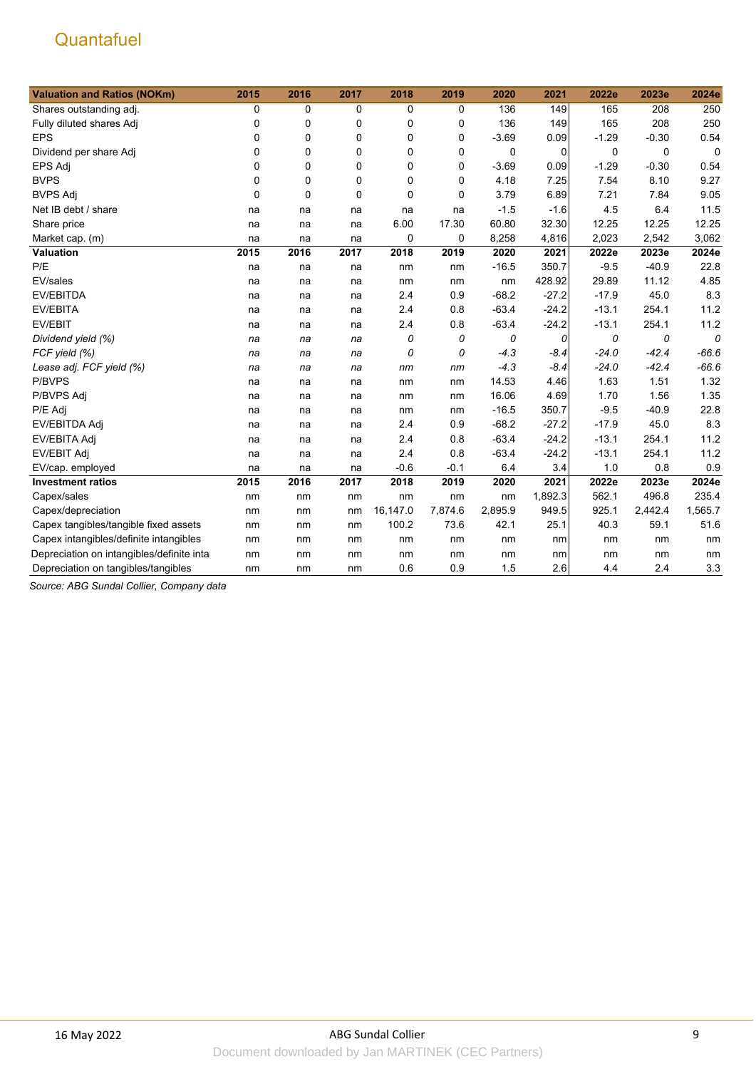# Quantafuel

| Valuation and Ratios (NOKm) | 2015 | 2016 | 2017 | 2018 | 2019 | 2020 | 2021 | 2022e | 2023e | 2024e |
|---|---|---|---|---|---|---|---|---|---|---|
| Shares outstanding adj. | 0 | 0 | 0 | 0 | 0 | 136 | 149 | 165 | 208 | 250 |
| Fully diluted shares Adj | 0 | 0 | 0 | 0 | 0 | 136 | 149 | 165 | 208 | 250 |
| EPS | 0 | 0 | 0 | 0 | 0 | -3.69 | 0.09 | -1.29 | -0.30 | 0.54 |
| Dividend per share Adj | 0 | 0 | 0 | 0 | 0 | 0 | 0 | 0 | 0 | 0 |
| EPS Adj | 0 | 0 | 0 | 0 | 0 | -3.69 | 0.09 | -1.29 | -0.30 | 0.54 |
| BVPS | 0 | 0 | 0 | 0 | 0 | 4.18 | 7.25 | 7.54 | 8.10 | 9.27 |
| BVPS Adj | 0 | 0 | 0 | 0 | 0 | 3.79 | 6.89 | 7.21 | 7.84 | 9.05 |
| Net IB debt / share | na | na | na | na | na | -1.5 | -1.6 | 4.5 | 6.4 | 11.5 |
| Share price | na | na | na | 6.00 | 17.30 | 60.80 | 32.30 | 12.25 | 12.25 | 12.25 |
| Market cap. (m) | na | na | na | 0 | 0 | 8,258 | 4,816 | 2,023 | 2,542 | 3,062 |
| **Valuation** | **2015** | **2016** | **2017** | **2018** | **2019** | **2020** | **2021** | **2022e** | **2023e** | **2024e** |
| P/E | na | na | na | nm | nm | -16.5 | 350.7 | -9.5 | -40.9 | 22.8 |
| EV/sales | na | na | na | nm | nm | nm | 428.92 | 29.89 | 11.12 | 4.85 |
| EV/EBITDA | na | na | na | 2.4 | 0.9 | -68.2 | -27.2 | -17.9 | 45.0 | 8.3 |
| EV/EBITA | na | na | na | 2.4 | 0.8 | -63.4 | -24.2 | -13.1 | 254.1 | 11.2 |
| EV/EBIT | na | na | na | 2.4 | 0.8 | -63.4 | -24.2 | -13.1 | 254.1 | 11.2 |
| *Dividend yield (%)* | *na* | *na* | *na* | *0* | *0* | *0* | *0* | *0* | *0* | *0* |
| *FCF yield (%)* | *na* | *na* | *na* | *0* | *0* | *-4.3* | *-8.4* | *-24.0* | *-42.4* | *-66.6* |
| *Lease adj. FCF yield (%)* | *na* | *na* | *na* | *nm* | *nm* | *-4.3* | *-8.4* | *-24.0* | *-42.4* | *-66.6* |
| P/BVPS | na | na | na | nm | nm | 14.53 | 4.46 | 1.63 | 1.51 | 1.32 |
| P/BVPS Adj | na | na | na | nm | nm | 16.06 | 4.69 | 1.70 | 1.56 | 1.35 |
| P/E Adj | na | na | na | nm | nm | -16.5 | 350.7 | -9.5 | -40.9 | 22.8 |
| EV/EBITDA Adj | na | na | na | 2.4 | 0.9 | -68.2 | -27.2 | -17.9 | 45.0 | 8.3 |
| EV/EBITA Adj | na | na | na | 2.4 | 0.8 | -63.4 | -24.2 | -13.1 | 254.1 | 11.2 |
| EV/EBIT Adj | na | na | na | 2.4 | 0.8 | -63.4 | -24.2 | -13.1 | 254.1 | 11.2 |
| EV/cap. employed | na | na | na | -0.6 | -0.1 | 6.4 | 3.4 | 1.0 | 0.8 | 0.9 |
| **Investment ratios** | **2015** | **2016** | **2017** | **2018** | **2019** | **2020** | **2021** | **2022e** | **2023e** | **2024e** |
| Capex/sales | nm | nm | nm | nm | nm | nm | 1,892.3 | 562.1 | 496.8 | 235.4 |
| Capex/depreciation | nm | nm | nm | 16,147.0 | 7,874.6 | 2,895.9 | 949.5 | 925.1 | 2,442.4 | 1,565.7 |
| Capex tangibles/tangible fixed assets | nm | nm | nm | 100.2 | 73.6 | 42.1 | 25.1 | 40.3 | 59.1 | 51.6 |
| Capex intangibles/definite intangibles | nm | nm | nm | nm | nm | nm | nm | nm | nm | nm |
| Depreciation on intangibles/definite intangibles | nm | nm | nm | nm | nm | nm | nm | nm | nm | nm |
| Depreciation on tangibles/tangibles | nm | nm | nm | 0.6 | 0.9 | 1.5 | 2.6 | 4.4 | 2.4 | 3.3 |

*Source: ABG Sundal Collier, Company data*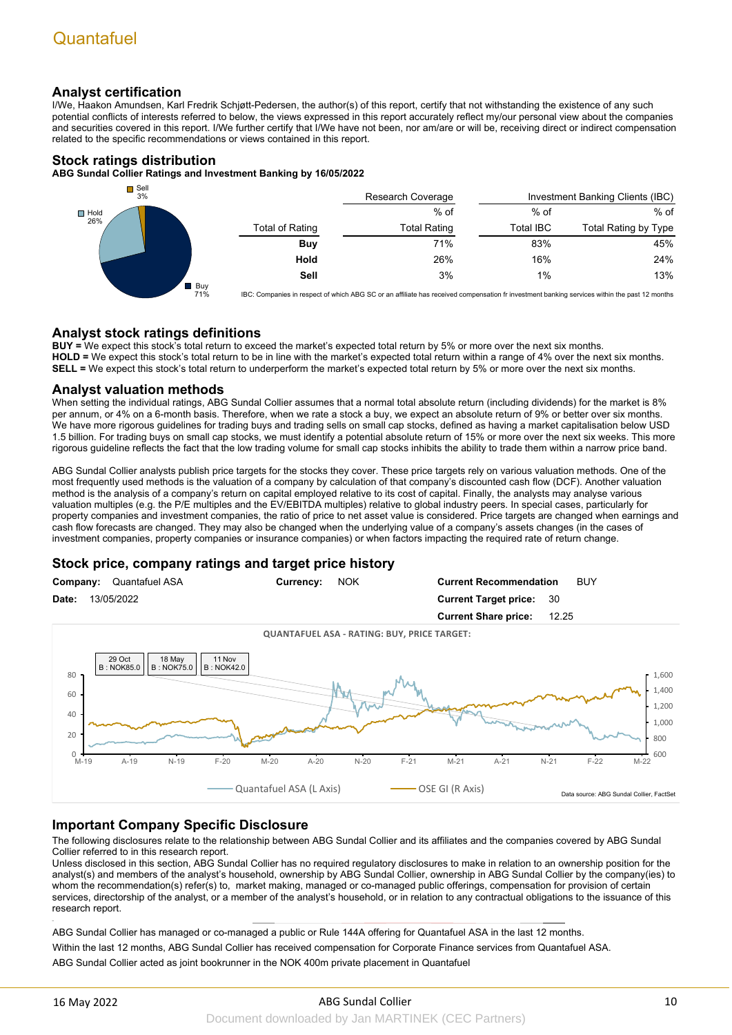## Analyst certification

I/We, Haakon Amundsen, Karl Fredrik Schjøtt-Pedersen, the author(s) of this report, certify that not withstanding the existence of any such potential conflicts of interests referred to below, the views expressed in this report accurately reflect my/our personal view about the companies and securities covered in this report. I/We further certify that I/We have not been, nor am/are or will be, receiving direct or indirect compensation related to the specific recommendations or views contained in this report.

## Stock ratings distribution

**ABG Sundal Collier Ratings and Investment Banking by 16/05/2022**

| | Research Coverage | Investment Banking Clients (IBC) | |
|---|---|---|---|
| | % of | % of | % of |
| Total of Rating | Total Rating | Total IBC | Total Rating by Type |
| **Buy** | 71% | 83% | 45% |
| **Hold** | 26% | 16% | 24% |
| **Sell** | 3% | 1% | 13% |

IBC: Companies in respect of which ABG SC or an affiliate has received compensation fr investment banking services within the past 12 months

## Analyst stock ratings definitions

**BUY =** We expect this stock's total return to exceed the market's expected total return by 5% or more over the next six months.
**HOLD =** We expect this stock's total return to be in line with the market's expected total return within a range of 4% over the next six months.
**SELL =** We expect this stock's total return to underperform the market's expected total return by 5% or more over the next six months.

## Analyst valuation methods

When setting the individual ratings, ABG Sundal Collier assumes that a normal total absolute return (including dividends) for the market is 8% per annum, or 4% on a 6-month basis. Therefore, when we rate a stock a buy, we expect an absolute return of 9% or better over six months. We have more rigorous guidelines for trading buys and trading sells on small cap stocks, defined as having a market capitalisation below USD 1.5 billion. For trading buys on small cap stocks, we must identify a potential absolute return of 15% or more over the next six weeks. This more rigorous guideline reflects the fact that the low trading volume for small cap stocks inhibits the ability to trade them within a narrow price band.

ABG Sundal Collier analysts publish price targets for the stocks they cover. These price targets rely on various valuation methods. One of the most frequently used methods is the valuation of a company by calculation of that company's discounted cash flow (DCF). Another valuation method is the analysis of a company's return on capital employed relative to its cost of capital. Finally, the analysts may analyse various valuation multiples (e.g. the P/E multiples and the EV/EBITDA multiples) relative to global industry peers. In special cases, particularly for property companies and investment companies, the ratio of price to net asset value is considered. Price targets are changed when earnings and cash flow forecasts are changed. They may also be changed when the underlying value of a company's assets changes (in the cases of investment companies, property companies or insurance companies) or when factors impacting the required rate of return change.

## Stock price, company ratings and target price history

**Company:** Quantafuel ASA  **Currency:** NOK  **Current Recommendation** BUY
**Date:** 13/05/2022  **Current Target price:** 30
**Current Share price:** 12.25

QUANTAFUEL ASA - RATING: BUY, PRICE TARGET:

29 Oct B : NOK85.0 | 18 May B : NOK75.0 | 11 Nov B : NOK42.0

Quantafuel ASA (L Axis) — OSE GI (R Axis)

Data source: ABG Sundal Collier, FactSet

## Important Company Specific Disclosure

The following disclosures relate to the relationship between ABG Sundal Collier and its affiliates and the companies covered by ABG Sundal Collier referred to in this research report.
Unless disclosed in this section, ABG Sundal Collier has no required regulatory disclosures to make in relation to an ownership position for the analyst(s) and members of the analyst's household, ownership by ABG Sundal Collier, ownership in ABG Sundal Collier by the company(ies) to whom the recommendation(s) refer(s) to, market making, managed or co-managed public offerings, compensation for provision of certain services, directorship of the analyst, or a member of the analyst's household, or in relation to any contractual obligations to the issuance of this research report.

ABG Sundal Collier has managed or co-managed a public or Rule 144A offering for Quantafuel ASA in the last 12 months.

Within the last 12 months, ABG Sundal Collier has received compensation for Corporate Finance services from Quantafuel ASA.

ABG Sundal Collier acted as joint bookrunner in the NOK 400m private placement in Quantafuel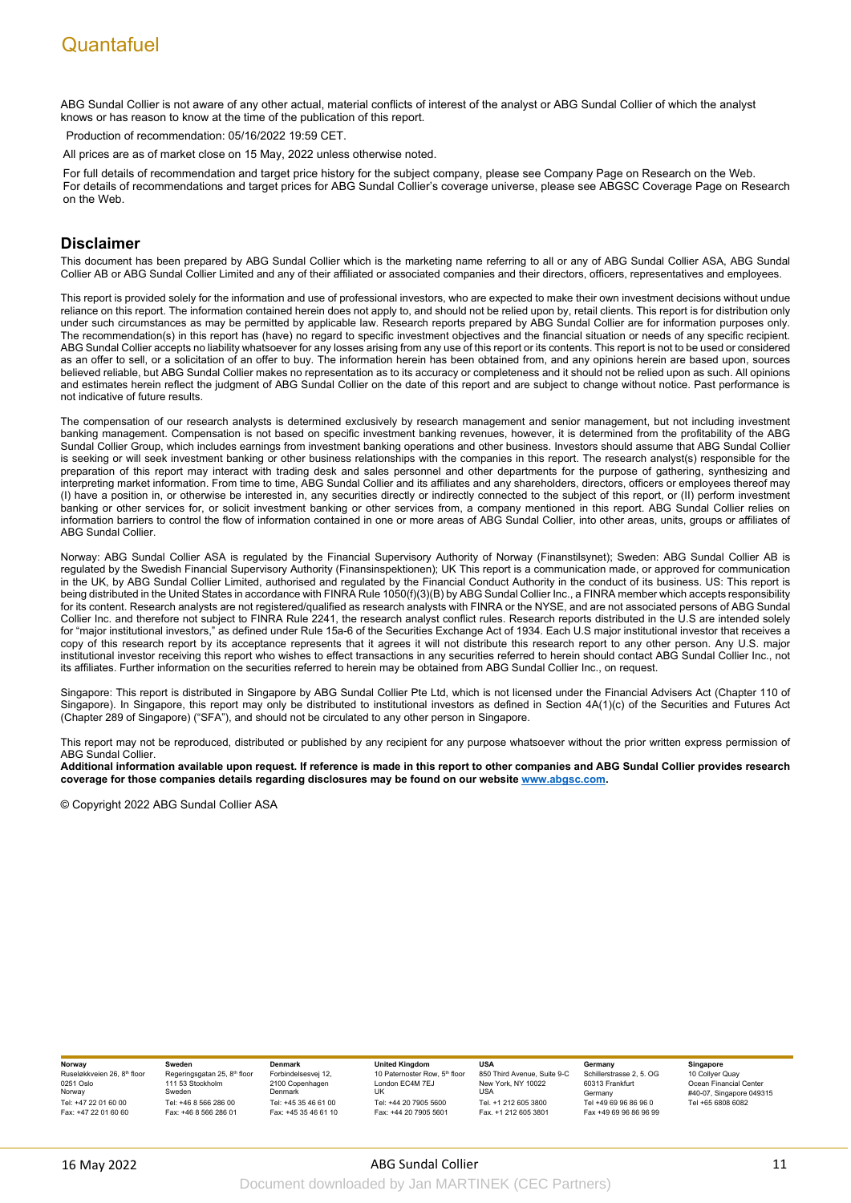ABG Sundal Collier is not aware of any other actual, material conflicts of interest of the analyst or ABG Sundal Collier of which the analyst knows or has reason to know at the time of the publication of this report.

Production of recommendation: 05/16/2022 19:59 CET.

All prices are as of market close on 15 May, 2022 unless otherwise noted.

For full details of recommendation and target price history for the subject company, please see Company Page on Research on the Web.
For details of recommendations and target prices for ABG Sundal Collier's coverage universe, please see ABGSC Coverage Page on Research on the Web.

## Disclaimer

This document has been prepared by ABG Sundal Collier which is the marketing name referring to all or any of ABG Sundal Collier ASA, ABG Sundal Collier AB or ABG Sundal Collier Limited and any of their affiliated or associated companies and their directors, officers, representatives and employees.

This report is provided solely for the information and use of professional investors, who are expected to make their own investment decisions without undue reliance on this report. The information contained herein does not apply to, and should not be relied upon by, retail clients. This report is for distribution only under such circumstances as may be permitted by applicable law. Research reports prepared by ABG Sundal Collier are for information purposes only. The recommendation(s) in this report has (have) no regard to specific investment objectives and the financial situation or needs of any specific recipient. ABG Sundal Collier accepts no liability whatsoever for any losses arising from any use of this report or its contents. This report is not to be used or considered as an offer to sell, or a solicitation of an offer to buy. The information herein has been obtained from, and any opinions herein are based upon, sources believed reliable, but ABG Sundal Collier makes no representation as to its accuracy or completeness and it should not be relied upon as such. All opinions and estimates herein reflect the judgment of ABG Sundal Collier on the date of this report and are subject to change without notice. Past performance is not indicative of future results.

The compensation of our research analysts is determined exclusively by research management and senior management, but not including investment banking management. Compensation is not based on specific investment banking revenues, however, it is determined from the profitability of the ABG Sundal Collier Group, which includes earnings from investment banking operations and other business. Investors should assume that ABG Sundal Collier is seeking or will seek investment banking or other business relationships with the companies in this report. The research analyst(s) responsible for the preparation of this report may interact with trading desk and sales personnel and other departments for the purpose of gathering, synthesizing and interpreting market information. From time to time, ABG Sundal Collier and its affiliates and any shareholders, directors, officers or employees thereof may (I) have a position in, or otherwise be interested in, any securities directly or indirectly connected to the subject of this report, or (II) perform investment banking or other services for, or solicit investment banking or other services from, a company mentioned in this report. ABG Sundal Collier relies on information barriers to control the flow of information contained in one or more areas of ABG Sundal Collier, into other areas, units, groups or affiliates of ABG Sundal Collier.

Norway: ABG Sundal Collier ASA is regulated by the Financial Supervisory Authority of Norway (Finanstilsynet); Sweden: ABG Sundal Collier AB is regulated by the Swedish Financial Supervisory Authority (Finansinspektionen); UK This report is a communication made, or approved for communication in the UK, by ABG Sundal Collier Limited, authorised and regulated by the Financial Conduct Authority in the conduct of its business. US: This report is being distributed in the United States in accordance with FINRA Rule 1050(f)(3)(B) by ABG Sundal Collier Inc., a FINRA member which accepts responsibility for its content. Research analysts are not registered/qualified as research analysts with FINRA or the NYSE, and are not associated persons of ABG Sundal Collier Inc. and therefore not subject to FINRA Rule 2241, the research analyst conflict rules. Research reports distributed in the U.S are intended solely for "major institutional investors," as defined under Rule 15a-6 of the Securities Exchange Act of 1934. Each U.S major institutional investor that receives a copy of this research report by its acceptance represents that it agrees it will not distribute this research report to any other person. Any U.S. major institutional investor receiving this report who wishes to effect transactions in any securities referred to herein should contact ABG Sundal Collier Inc., not its affiliates. Further information on the securities referred to herein may be obtained from ABG Sundal Collier Inc., on request.

Singapore: This report is distributed in Singapore by ABG Sundal Collier Pte Ltd, which is not licensed under the Financial Advisers Act (Chapter 110 of Singapore). In Singapore, this report may only be distributed to institutional investors as defined in Section 4A(1)(c) of the Securities and Futures Act (Chapter 289 of Singapore) ("SFA"), and should not be circulated to any other person in Singapore.

This report may not be reproduced, distributed or published by any recipient for any purpose whatsoever without the prior written express permission of ABG Sundal Collier.
**Additional information available upon request. If reference is made in this report to other companies and ABG Sundal Collier provides research coverage for those companies details regarding disclosures may be found on our website [www.abgsc.com](http://www.abgsc.com).**

© Copyright 2022 ABG Sundal Collier ASA

| Norway | Sweden | Denmark | United Kingdom | USA | Germany | Singapore |
|---|---|---|---|---|---|---|
| Ruseløkkveien 26, 8th floor | Regeringsgatan 25, 8th floor | Forbindelsesvej 12, | 10 Paternoster Row, 5th floor | 850 Third Avenue, Suite 9-C | Schillerstrasse 2, 5. OG | 10 Collyer Quay |
| 0251 Oslo | 111 53 Stockholm | 2100 Copenhagen | London EC4M 7EJ | New York, NY 10022 | 60313 Frankfurt | Ocean Financial Center |
| Norway | Sweden | Denmark | UK | USA | Germany | #40-07, Singapore 049315 |
| Tel: +47 22 01 60 00 | Tel: +46 8 566 286 00 | Tel: +45 35 46 61 00 | Tel: +44 20 7905 5600 | Tel. +1 212 605 3800 | Tel +49 69 96 86 96 0 | Tel +65 6808 6082 |
| Fax: +47 22 01 60 60 | Fax: +46 8 566 286 01 | Fax: +45 35 46 61 10 | Fax: +44 20 7905 5601 | Fax. +1 212 605 3801 | Fax +49 69 96 86 96 99 | |